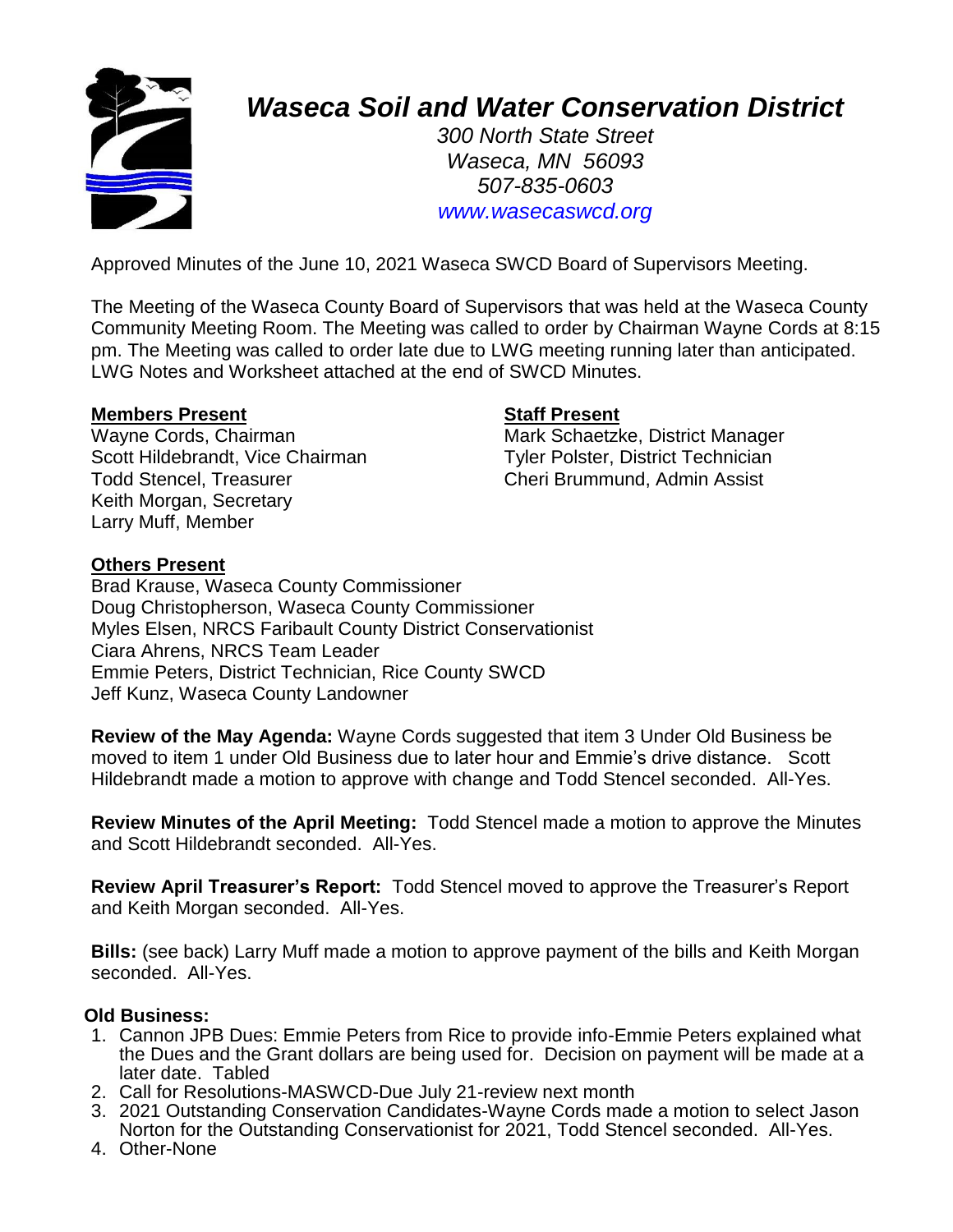# *Waseca Soil and Water Conservation District*

*300 North State Street*
*Waseca, MN 56093*
*507-835-0603*
*www.wasecaswcd.org*

Approved Minutes of the June 10, 2021 Waseca SWCD Board of Supervisors Meeting.

The Meeting of the Waseca County Board of Supervisors that was held at the Waseca County Community Meeting Room. The Meeting was called to order by Chairman Wayne Cords at 8:15 pm. The Meeting was called to order late due to LWG meeting running later than anticipated. LWG Notes and Worksheet attached at the end of SWCD Minutes.

**Members Present**

Wayne Cords, Chairman
Scott Hildebrandt, Vice Chairman
Todd Stencel, Treasurer
Keith Morgan, Secretary
Larry Muff, Member

**Staff Present**

Mark Schaetzke, District Manager
Tyler Polster, District Technician
Cheri Brummund, Admin Assist

**Others Present**

Brad Krause, Waseca County Commissioner
Doug Christopherson, Waseca County Commissioner
Myles Elsen, NRCS Faribault County District Conservationist
Ciara Ahrens, NRCS Team Leader
Emmie Peters, District Technician, Rice County SWCD
Jeff Kunz, Waseca County Landowner

**Review of the May Agenda:** Wayne Cords suggested that item 3 Under Old Business be moved to item 1 under Old Business due to later hour and Emmie's drive distance. Scott Hildebrandt made a motion to approve with change and Todd Stencel seconded. All-Yes.

**Review Minutes of the April Meeting:** Todd Stencel made a motion to approve the Minutes and Scott Hildebrandt seconded. All-Yes.

**Review April Treasurer's Report:** Todd Stencel moved to approve the Treasurer's Report and Keith Morgan seconded. All-Yes.

**Bills:** (see back) Larry Muff made a motion to approve payment of the bills and Keith Morgan seconded. All-Yes.

**Old Business:**

1. Cannon JPB Dues: Emmie Peters from Rice to provide info-Emmie Peters explained what the Dues and the Grant dollars are being used for. Decision on payment will be made at a later date. Tabled
2. Call for Resolutions-MASWCD-Due July 21-review next month
3. 2021 Outstanding Conservation Candidates-Wayne Cords made a motion to select Jason Norton for the Outstanding Conservationist for 2021, Todd Stencel seconded. All-Yes.
4. Other-None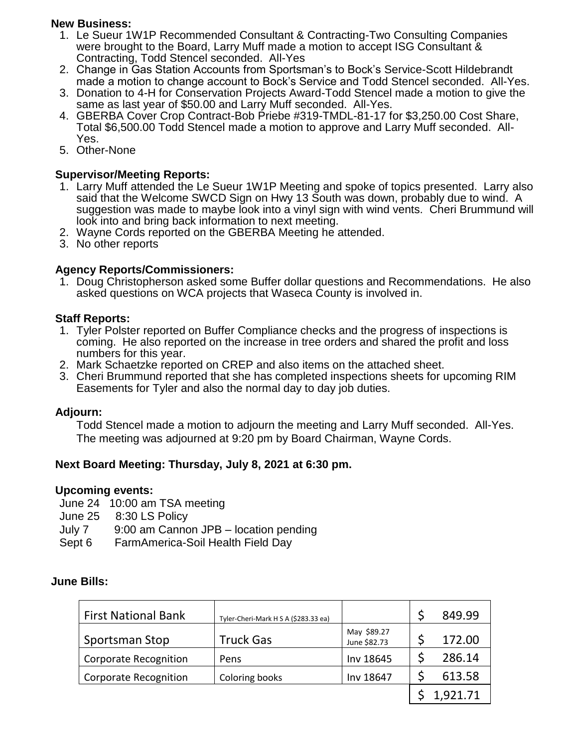**New Business:**

1. Le Sueur 1W1P Recommended Consultant & Contracting-Two Consulting Companies were brought to the Board, Larry Muff made a motion to accept ISG Consultant & Contracting, Todd Stencel seconded. All-Yes
2. Change in Gas Station Accounts from Sportsman's to Bock's Service-Scott Hildebrandt made a motion to change account to Bock's Service and Todd Stencel seconded. All-Yes.
3. Donation to 4-H for Conservation Projects Award-Todd Stencel made a motion to give the same as last year of $50.00 and Larry Muff seconded. All-Yes.
4. GBERBA Cover Crop Contract-Bob Priebe #319-TMDL-81-17 for $3,250.00 Cost Share, Total $6,500.00 Todd Stencel made a motion to approve and Larry Muff seconded. All-Yes.
5. Other-None

**Supervisor/Meeting Reports:**

1. Larry Muff attended the Le Sueur 1W1P Meeting and spoke of topics presented. Larry also said that the Welcome SWCD Sign on Hwy 13 South was down, probably due to wind. A suggestion was made to maybe look into a vinyl sign with wind vents. Cheri Brummund will look into and bring back information to next meeting.
2. Wayne Cords reported on the GBERBA Meeting he attended.
3. No other reports

**Agency Reports/Commissioners:**

1. Doug Christopherson asked some Buffer dollar questions and Recommendations. He also asked questions on WCA projects that Waseca County is involved in.

**Staff Reports:**

1. Tyler Polster reported on Buffer Compliance checks and the progress of inspections is coming. He also reported on the increase in tree orders and shared the profit and loss numbers for this year.
2. Mark Schaetzke reported on CREP and also items on the attached sheet.
3. Cheri Brummund reported that she has completed inspections sheets for upcoming RIM Easements for Tyler and also the normal day to day job duties.

**Adjourn:**

Todd Stencel made a motion to adjourn the meeting and Larry Muff seconded. All-Yes. The meeting was adjourned at 9:20 pm by Board Chairman, Wayne Cords.

**Next Board Meeting: Thursday, July 8, 2021 at 6:30 pm.**

**Upcoming events:**

June 24 10:00 am TSA meeting
June 25 8:30 LS Policy
July 7 9:00 am Cannon JPB – location pending
Sept 6 FarmAmerica-Soil Health Field Day

**June Bills:**

| | | | |
|---|---|---|---|
| First National Bank | Tyler-Cheri-Mark H S A ($283.33 ea) | | $ 849.99 |
| Sportsman Stop | Truck Gas | May $89.27 June $82.73 | $ 172.00 |
| Corporate Recognition | Pens | Inv 18645 | $ 286.14 |
| Corporate Recognition | Coloring books | Inv 18647 | $ 613.58 |
| | | | $ 1,921.71 |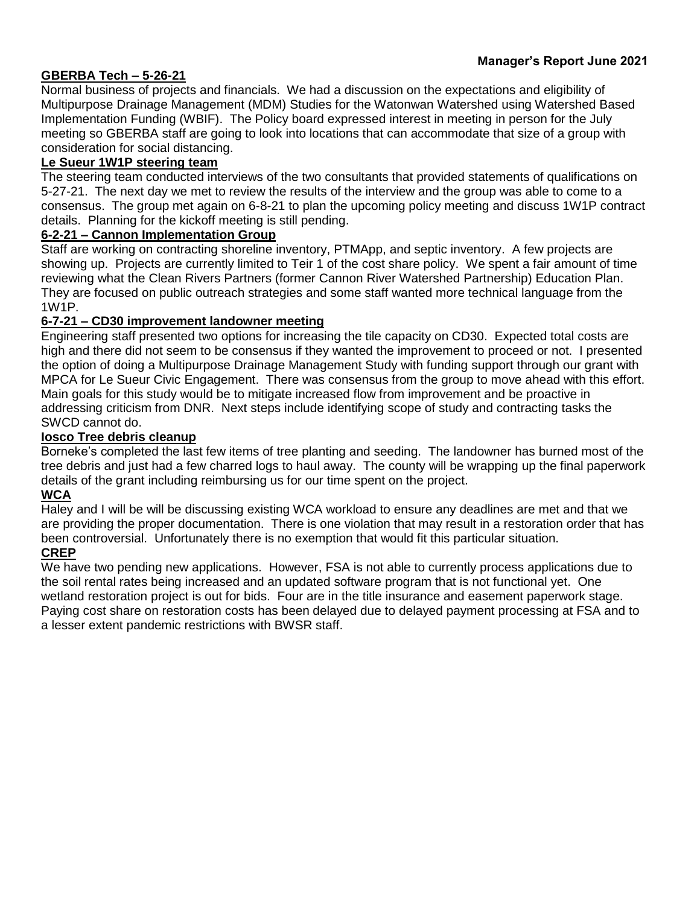**Manager's Report June 2021**

**GBERBA Tech – 5-26-21**

Normal business of projects and financials. We had a discussion on the expectations and eligibility of Multipurpose Drainage Management (MDM) Studies for the Watonwan Watershed using Watershed Based Implementation Funding (WBIF). The Policy board expressed interest in meeting in person for the July meeting so GBERBA staff are going to look into locations that can accommodate that size of a group with consideration for social distancing.

**Le Sueur 1W1P steering team**

The steering team conducted interviews of the two consultants that provided statements of qualifications on 5-27-21. The next day we met to review the results of the interview and the group was able to come to a consensus. The group met again on 6-8-21 to plan the upcoming policy meeting and discuss 1W1P contract details. Planning for the kickoff meeting is still pending.

**6-2-21 – Cannon Implementation Group**

Staff are working on contracting shoreline inventory, PTMApp, and septic inventory. A few projects are showing up. Projects are currently limited to Teir 1 of the cost share policy. We spent a fair amount of time reviewing what the Clean Rivers Partners (former Cannon River Watershed Partnership) Education Plan. They are focused on public outreach strategies and some staff wanted more technical language from the 1W1P.

**6-7-21 – CD30 improvement landowner meeting**

Engineering staff presented two options for increasing the tile capacity on CD30. Expected total costs are high and there did not seem to be consensus if they wanted the improvement to proceed or not. I presented the option of doing a Multipurpose Drainage Management Study with funding support through our grant with MPCA for Le Sueur Civic Engagement. There was consensus from the group to move ahead with this effort. Main goals for this study would be to mitigate increased flow from improvement and be proactive in addressing criticism from DNR. Next steps include identifying scope of study and contracting tasks the SWCD cannot do.

**Iosco Tree debris cleanup**

Borneke's completed the last few items of tree planting and seeding. The landowner has burned most of the tree debris and just had a few charred logs to haul away. The county will be wrapping up the final paperwork details of the grant including reimbursing us for our time spent on the project.

**WCA**

Haley and I will be will be discussing existing WCA workload to ensure any deadlines are met and that we are providing the proper documentation. There is one violation that may result in a restoration order that has been controversial. Unfortunately there is no exemption that would fit this particular situation.

**CREP**

We have two pending new applications. However, FSA is not able to currently process applications due to the soil rental rates being increased and an updated software program that is not functional yet. One wetland restoration project is out for bids. Four are in the title insurance and easement paperwork stage. Paying cost share on restoration costs has been delayed due to delayed payment processing at FSA and to a lesser extent pandemic restrictions with BWSR staff.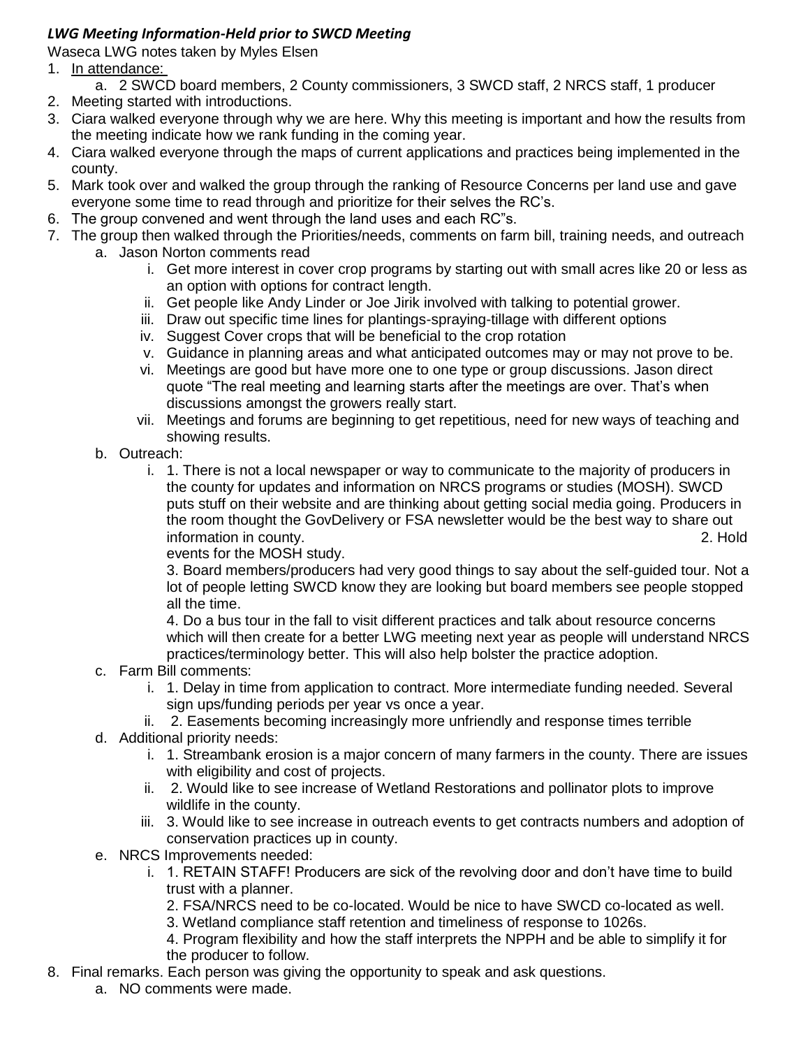***LWG Meeting Information-Held prior to SWCD Meeting***

Waseca LWG notes taken by Myles Elsen

1. In attendance:
   a. 2 SWCD board members, 2 County commissioners, 3 SWCD staff, 2 NRCS staff, 1 producer
2. Meeting started with introductions.
3. Ciara walked everyone through why we are here. Why this meeting is important and how the results from the meeting indicate how we rank funding in the coming year.
4. Ciara walked everyone through the maps of current applications and practices being implemented in the county.
5. Mark took over and walked the group through the ranking of Resource Concerns per land use and gave everyone some time to read through and prioritize for their selves the RC's.
6. The group convened and went through the land uses and each RC"s.
7. The group then walked through the Priorities/needs, comments on farm bill, training needs, and outreach
   a. Jason Norton comments read
      i. Get more interest in cover crop programs by starting out with small acres like 20 or less as an option with options for contract length.
      ii. Get people like Andy Linder or Joe Jirik involved with talking to potential grower.
      iii. Draw out specific time lines for plantings-spraying-tillage with different options
      iv. Suggest Cover crops that will be beneficial to the crop rotation
      v. Guidance in planning areas and what anticipated outcomes may or may not prove to be.
      vi. Meetings are good but have more one to one type or group discussions. Jason direct quote "The real meeting and learning starts after the meetings are over. That's when discussions amongst the growers really start.
      vii. Meetings and forums are beginning to get repetitious, need for new ways of teaching and showing results.
   b. Outreach:
      i. 1. There is not a local newspaper or way to communicate to the majority of producers in the county for updates and information on NRCS programs or studies (MOSH). SWCD puts stuff on their website and are thinking about getting social media going. Producers in the room thought the GovDelivery or FSA newsletter would be the best way to share out information in county. 2. Hold events for the MOSH study.

         3. Board members/producers had very good things to say about the self-guided tour. Not a lot of people letting SWCD know they are looking but board members see people stopped all the time.

         4. Do a bus tour in the fall to visit different practices and talk about resource concerns which will then create for a better LWG meeting next year as people will understand NRCS practices/terminology better. This will also help bolster the practice adoption.
   c. Farm Bill comments:
      i. 1. Delay in time from application to contract. More intermediate funding needed. Several sign ups/funding periods per year vs once a year.
      ii. 2. Easements becoming increasingly more unfriendly and response times terrible
   d. Additional priority needs:
      i. 1. Streambank erosion is a major concern of many farmers in the county. There are issues with eligibility and cost of projects.
      ii. 2. Would like to see increase of Wetland Restorations and pollinator plots to improve wildlife in the county.
      iii. 3. Would like to see increase in outreach events to get contracts numbers and adoption of conservation practices up in county.
   e. NRCS Improvements needed:
      i. 1. RETAIN STAFF! Producers are sick of the revolving door and don't have time to build trust with a planner.

         2. FSA/NRCS need to be co-located. Would be nice to have SWCD co-located as well.

         3. Wetland compliance staff retention and timeliness of response to 1026s.

         4. Program flexibility and how the staff interprets the NPPH and be able to simplify it for the producer to follow.
8. Final remarks. Each person was giving the opportunity to speak and ask questions.
   a. NO comments were made.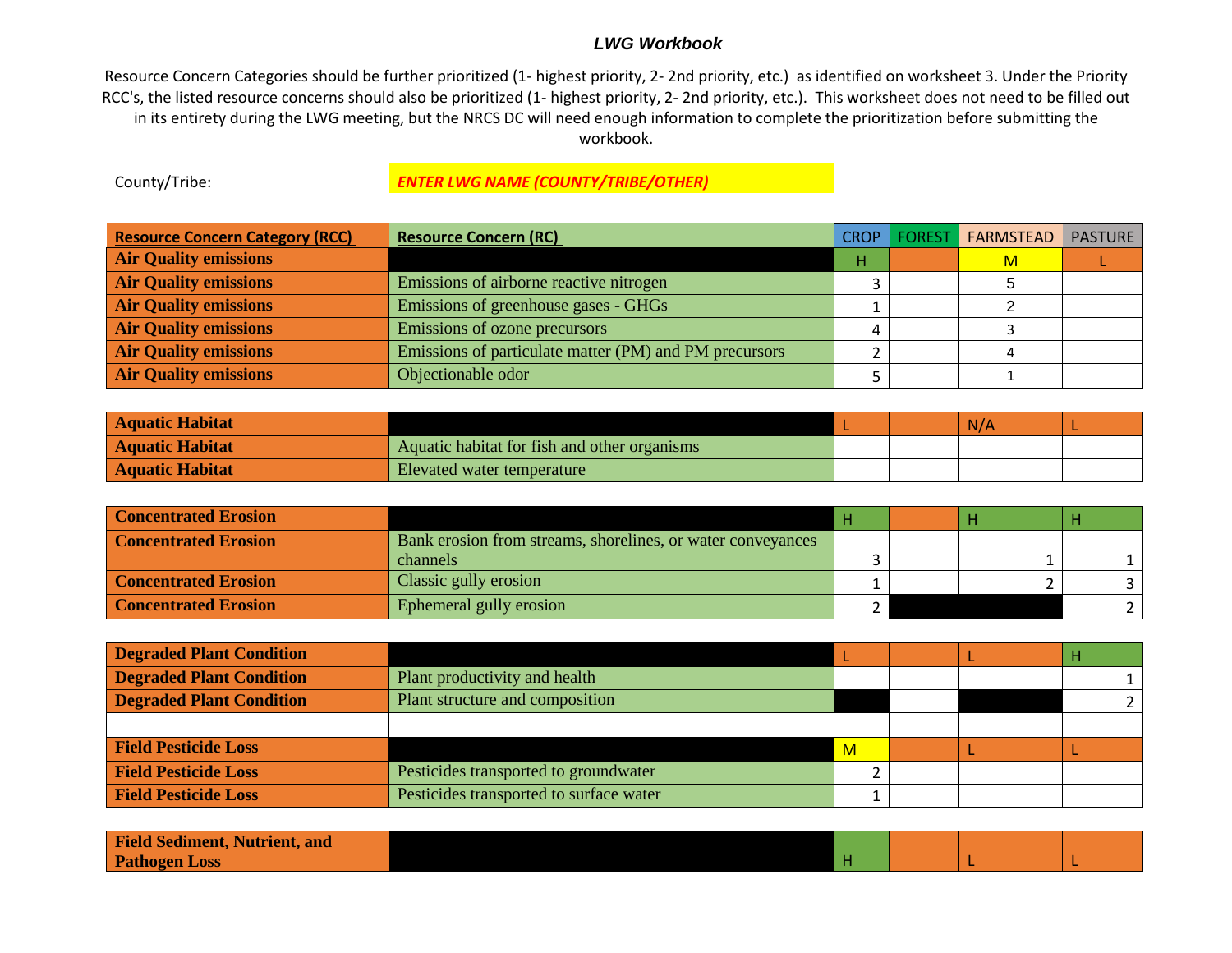## *LWG Workbook*

Resource Concern Categories should be further prioritized (1- highest priority, 2- 2nd priority, etc.) as identified on worksheet 3. Under the Priority RCC's, the listed resource concerns should also be prioritized (1- highest priority, 2- 2nd priority, etc.). This worksheet does not need to be filled out in its entirety during the LWG meeting, but the NRCS DC will need enough information to complete the prioritization before submitting the workbook.

County/Tribe: ***ENTER LWG NAME (COUNTY/TRIBE/OTHER)***

| Resource Concern Category (RCC) | Resource Concern (RC) | CROP | FOREST | FARMSTEAD | PASTURE |
|---|---|---|---|---|---|
| **Air Quality emissions** | | H | | M | L |
| **Air Quality emissions** | Emissions of airborne reactive nitrogen | 3 | | 5 | |
| **Air Quality emissions** | Emissions of greenhouse gases - GHGs | 1 | | 2 | |
| **Air Quality emissions** | Emissions of ozone precursors | 4 | | 3 | |
| **Air Quality emissions** | Emissions of particulate matter (PM) and PM precursors | 2 | | 4 | |
| **Air Quality emissions** | Objectionable odor | 5 | | 1 | |
| | | | | | |
| **Aquatic Habitat** | | L | | N/A | L |
| **Aquatic Habitat** | Aquatic habitat for fish and other organisms | | | | |
| **Aquatic Habitat** | Elevated water temperature | | | | |
| | | | | | |
| **Concentrated Erosion** | | H | | H | H |
| **Concentrated Erosion** | Bank erosion from streams, shorelines, or water conveyances channels | 3 | | 1 | 1 |
| **Concentrated Erosion** | Classic gully erosion | 1 | | 2 | 3 |
| **Concentrated Erosion** | Ephemeral gully erosion | 2 | | | 2 |
| | | | | | |
| **Degraded Plant Condition** | | L | | L | H |
| **Degraded Plant Condition** | Plant productivity and health | | | | 1 |
| **Degraded Plant Condition** | Plant structure and composition | | | | 2 |
| | | | | | |
| **Field Pesticide Loss** | | M | | L | L |
| **Field Pesticide Loss** | Pesticides transported to groundwater | 2 | | | |
| **Field Pesticide Loss** | Pesticides transported to surface water | 1 | | | |
| | | | | | |
| **Field Sediment, Nutrient, and Pathogen Loss** | | H | | L | L |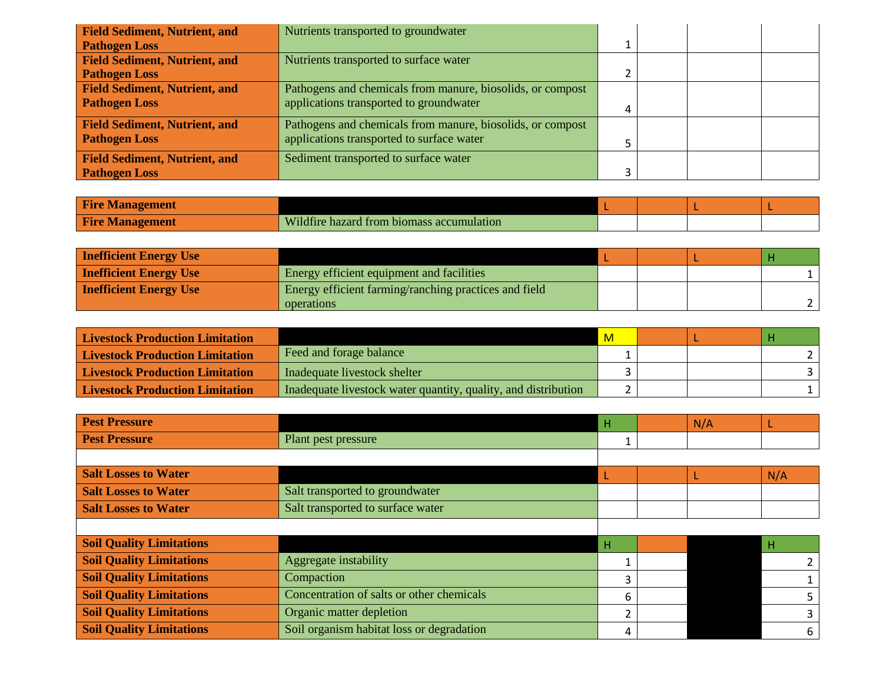| | | | | | |
|---|---|---|---|---|---|
| Field Sediment, Nutrient, and Pathogen Loss | Nutrients transported to groundwater | 1 | | | |
| Field Sediment, Nutrient, and Pathogen Loss | Nutrients transported to surface water | 2 | | | |
| Field Sediment, Nutrient, and Pathogen Loss | Pathogens and chemicals from manure, biosolids, or compost applications transported to groundwater | 4 | | | |
| Field Sediment, Nutrient, and Pathogen Loss | Pathogens and chemicals from manure, biosolids, or compost applications transported to surface water | 5 | | | |
| Field Sediment, Nutrient, and Pathogen Loss | Sediment transported to surface water | 3 | | | |

| | | | | | |
|---|---|---|---|---|---|
| Fire Management | | L | | L | L |
| Fire Management | Wildfire hazard from biomass accumulation | | | | |

| | | | | | |
|---|---|---|---|---|---|
| Inefficient Energy Use | | L | | L | H |
| Inefficient Energy Use | Energy efficient equipment and facilities | | | | 1 |
| Inefficient Energy Use | Energy efficient farming/ranching practices and field operations | | | | 2 |

| | | | | | |
|---|---|---|---|---|---|
| Livestock Production Limitation | | M | | L | H |
| Livestock Production Limitation | Feed and forage balance | 1 | | | 2 |
| Livestock Production Limitation | Inadequate livestock shelter | 3 | | | 3 |
| Livestock Production Limitation | Inadequate livestock water quantity, quality, and distribution | 2 | | | 1 |

| | | | | | |
|---|---|---|---|---|---|
| Pest Pressure | | H | | N/A | L |
| Pest Pressure | Plant pest pressure | 1 | | | |

| | | | | | |
|---|---|---|---|---|---|
| Salt Losses to Water | | L | | L | N/A |
| Salt Losses to Water | Salt transported to groundwater | | | | |
| Salt Losses to Water | Salt transported to surface water | | | | |

| | | | | | |
|---|---|---|---|---|---|
| Soil Quality Limitations | | H | | | H |
| Soil Quality Limitations | Aggregate instability | 1 | | | 2 |
| Soil Quality Limitations | Compaction | 3 | | | 1 |
| Soil Quality Limitations | Concentration of salts or other chemicals | 6 | | | 5 |
| Soil Quality Limitations | Organic matter depletion | 2 | | | 3 |
| Soil Quality Limitations | Soil organism habitat loss or degradation | 4 | | | 6 |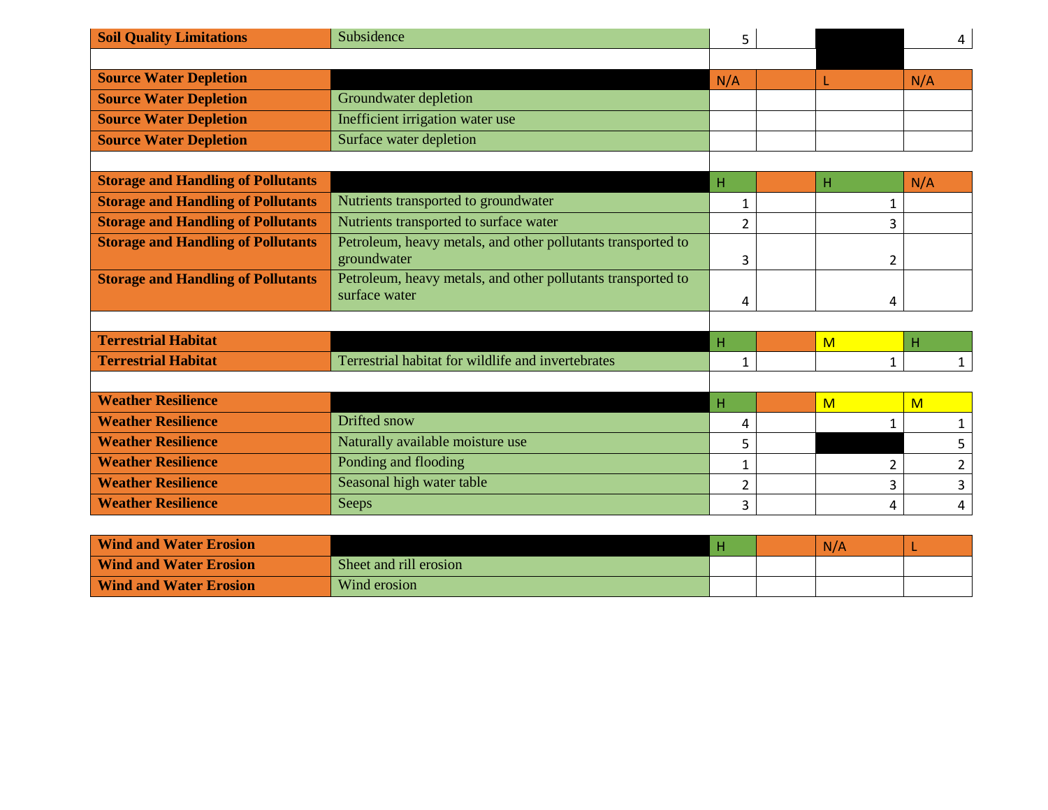| | | | | | |
|---|---|---|---|---|---|
| **Soil Quality Limitations** | Subsidence | 5 | | | 4 |
| | | | | | |
| **Source Water Depletion** | | N/A | | L | N/A |
| **Source Water Depletion** | Groundwater depletion | | | | |
| **Source Water Depletion** | Inefficient irrigation water use | | | | |
| **Source Water Depletion** | Surface water depletion | | | | |
| | | | | | |
| **Storage and Handling of Pollutants** | | H | | H | N/A |
| **Storage and Handling of Pollutants** | Nutrients transported to groundwater | 1 | | 1 | |
| **Storage and Handling of Pollutants** | Nutrients transported to surface water | 2 | | 3 | |
| **Storage and Handling of Pollutants** | Petroleum, heavy metals, and other pollutants transported to groundwater | 3 | | 2 | |
| **Storage and Handling of Pollutants** | Petroleum, heavy metals, and other pollutants transported to surface water | 4 | | 4 | |
| | | | | | |
| **Terrestrial Habitat** | | H | | M | H |
| **Terrestrial Habitat** | Terrestrial habitat for wildlife and invertebrates | 1 | | 1 | 1 |
| | | | | | |
| **Weather Resilience** | | H | | M | M |
| **Weather Resilience** | Drifted snow | 4 | | 1 | 1 |
| **Weather Resilience** | Naturally available moisture use | 5 | | | 5 |
| **Weather Resilience** | Ponding and flooding | 1 | | 2 | 2 |
| **Weather Resilience** | Seasonal high water table | 2 | | 3 | 3 |
| **Weather Resilience** | Seeps | 3 | | 4 | 4 |
| | | | | | |
| **Wind and Water Erosion** | | H | | N/A | L |
| **Wind and Water Erosion** | Sheet and rill erosion | | | | |
| **Wind and Water Erosion** | Wind erosion | | | | |